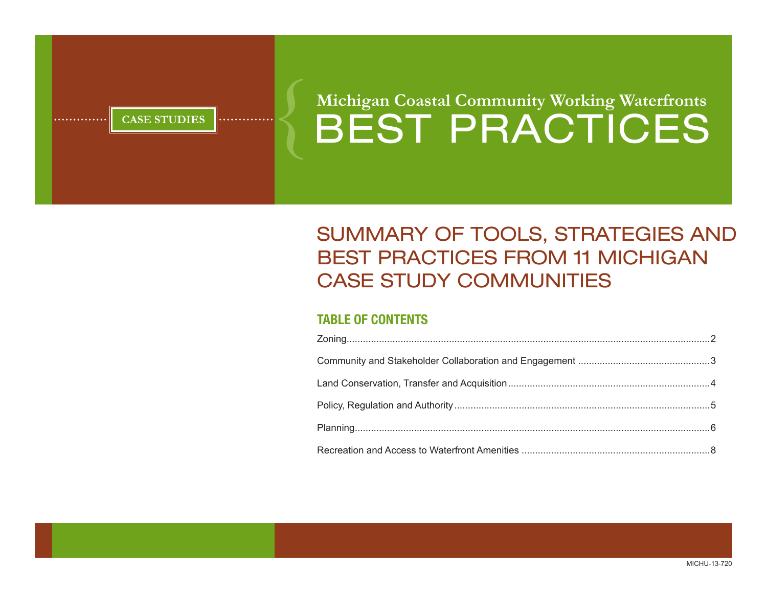CASE STUDIES

# Michigan Coastal Community Working Waterfronts BEST PRACTICES

## SUMMARY OF TOOLS, STRATEGIES AND BEST PRACTICES FROM 11 MICHIGAN CASE STUDY COMMUNITIES

### TABLE OF CONTENTS

Zoning.....2

Community and Stakeholder Collaboration and Engagement .....3

Land Conservation, Transfer and Acquisition.....4

Policy, Regulation and Authority.....5

Planning.....6

Recreation and Access to Waterfront Amenities .....8

MICHU-13-720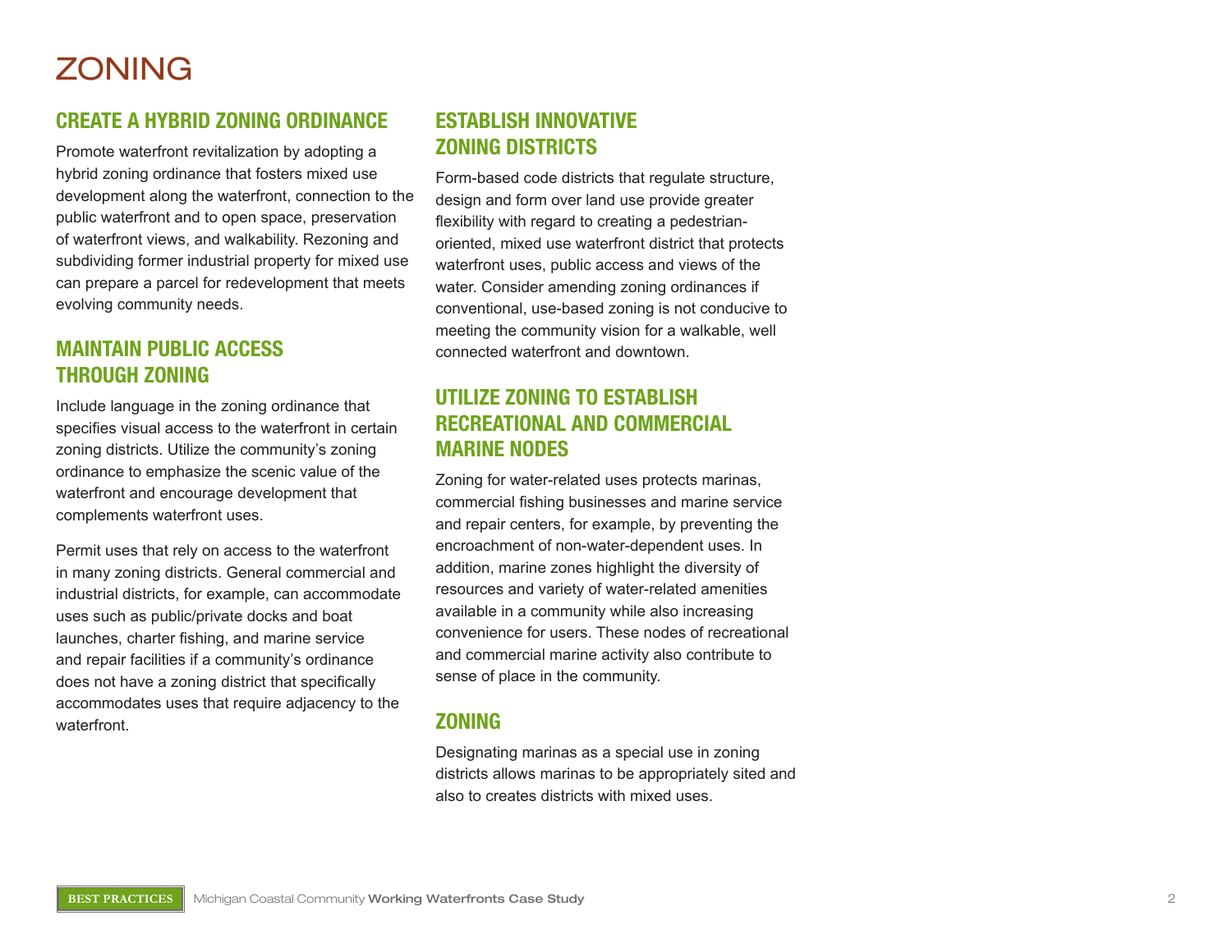# ZONING

## CREATE A HYBRID ZONING ORDINANCE

Promote waterfront revitalization by adopting a hybrid zoning ordinance that fosters mixed use development along the waterfront, connection to the public waterfront and to open space, preservation of waterfront views, and walkability. Rezoning and subdividing former industrial property for mixed use can prepare a parcel for redevelopment that meets evolving community needs.

## MAINTAIN PUBLIC ACCESS THROUGH ZONING

Include language in the zoning ordinance that specifies visual access to the waterfront in certain zoning districts. Utilize the community's zoning ordinance to emphasize the scenic value of the waterfront and encourage development that complements waterfront uses.

Permit uses that rely on access to the waterfront in many zoning districts. General commercial and industrial districts, for example, can accommodate uses such as public/private docks and boat launches, charter fishing, and marine service and repair facilities if a community's ordinance does not have a zoning district that specifically accommodates uses that require adjacency to the waterfront.

## ESTABLISH INNOVATIVE ZONING DISTRICTS

Form-based code districts that regulate structure, design and form over land use provide greater flexibility with regard to creating a pedestrian-oriented, mixed use waterfront district that protects waterfront uses, public access and views of the water. Consider amending zoning ordinances if conventional, use-based zoning is not conducive to meeting the community vision for a walkable, well connected waterfront and downtown.

## UTILIZE ZONING TO ESTABLISH RECREATIONAL AND COMMERCIAL MARINE NODES

Zoning for water-related uses protects marinas, commercial fishing businesses and marine service and repair centers, for example, by preventing the encroachment of non-water-dependent uses. In addition, marine zones highlight the diversity of resources and variety of water-related amenities available in a community while also increasing convenience for users. These nodes of recreational and commercial marine activity also contribute to sense of place in the community.

## ZONING

Designating marinas as a special use in zoning districts allows marinas to be appropriately sited and also to creates districts with mixed uses.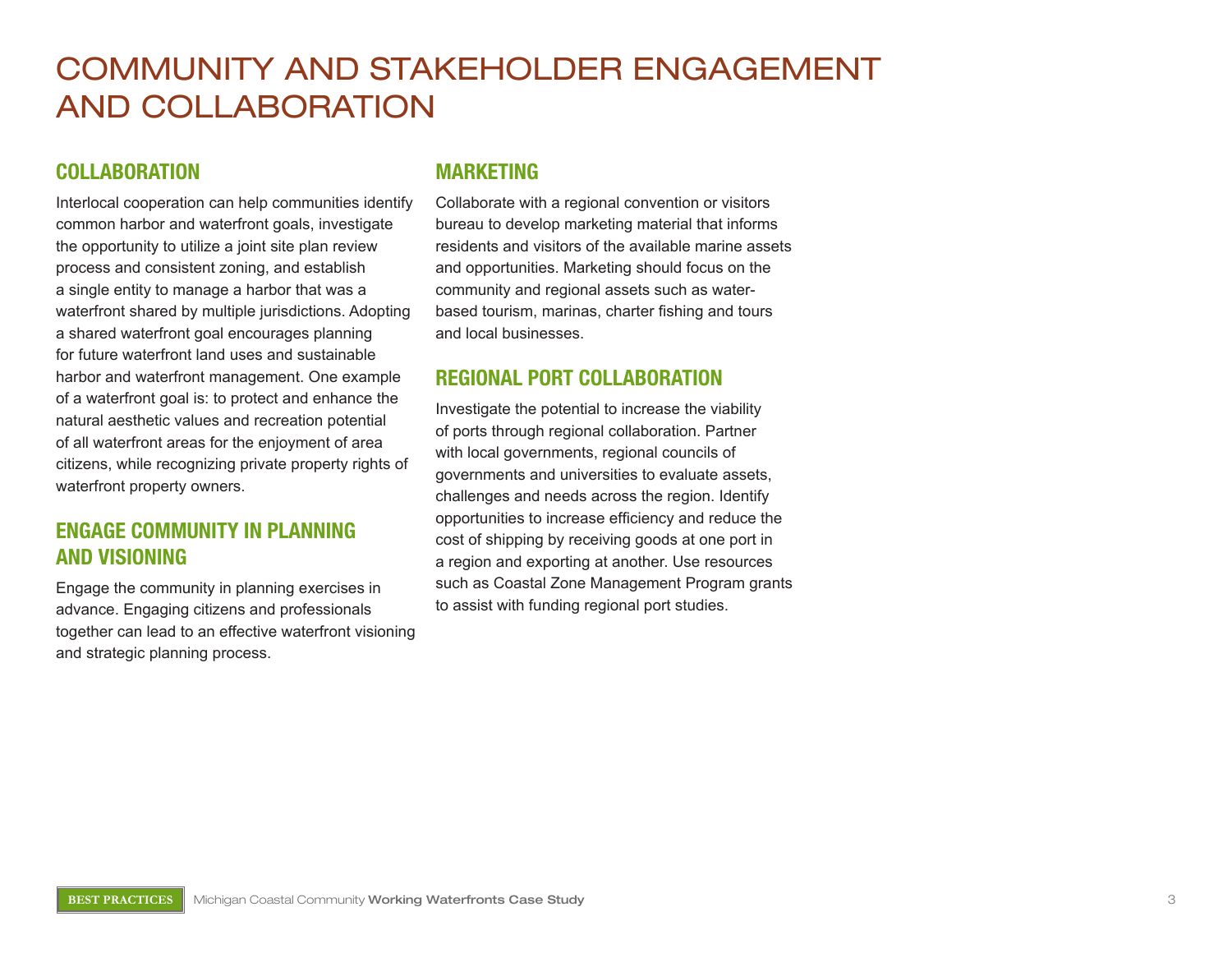# COMMUNITY AND STAKEHOLDER ENGAGEMENT AND COLLABORATION

## COLLABORATION

Interlocal cooperation can help communities identify common harbor and waterfront goals, investigate the opportunity to utilize a joint site plan review process and consistent zoning, and establish a single entity to manage a harbor that was a waterfront shared by multiple jurisdictions. Adopting a shared waterfront goal encourages planning for future waterfront land uses and sustainable harbor and waterfront management. One example of a waterfront goal is: to protect and enhance the natural aesthetic values and recreation potential of all waterfront areas for the enjoyment of area citizens, while recognizing private property rights of waterfront property owners.

## ENGAGE COMMUNITY IN PLANNING AND VISIONING

Engage the community in planning exercises in advance. Engaging citizens and professionals together can lead to an effective waterfront visioning and strategic planning process.

## MARKETING

Collaborate with a regional convention or visitors bureau to develop marketing material that informs residents and visitors of the available marine assets and opportunities. Marketing should focus on the community and regional assets such as water-based tourism, marinas, charter fishing and tours and local businesses.

## REGIONAL PORT COLLABORATION

Investigate the potential to increase the viability of ports through regional collaboration. Partner with local governments, regional councils of governments and universities to evaluate assets, challenges and needs across the region. Identify opportunities to increase efficiency and reduce the cost of shipping by receiving goods at one port in a region and exporting at another. Use resources such as Coastal Zone Management Program grants to assist with funding regional port studies.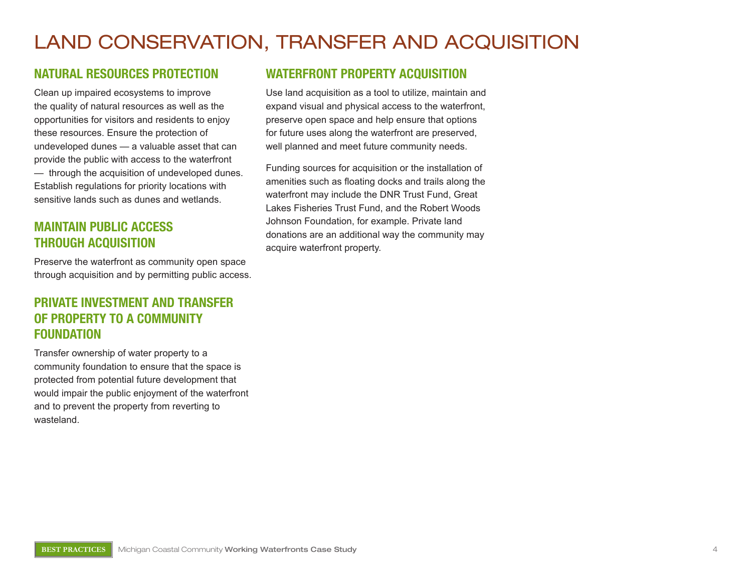# LAND CONSERVATION, TRANSFER AND ACQUISITION

## NATURAL RESOURCES PROTECTION

Clean up impaired ecosystems to improve the quality of natural resources as well as the opportunities for visitors and residents to enjoy these resources. Ensure the protection of undeveloped dunes — a valuable asset that can provide the public with access to the waterfront — through the acquisition of undeveloped dunes. Establish regulations for priority locations with sensitive lands such as dunes and wetlands.

## MAINTAIN PUBLIC ACCESS THROUGH ACQUISITION

Preserve the waterfront as community open space through acquisition and by permitting public access.

## PRIVATE INVESTMENT AND TRANSFER OF PROPERTY TO A COMMUNITY FOUNDATION

Transfer ownership of water property to a community foundation to ensure that the space is protected from potential future development that would impair the public enjoyment of the waterfront and to prevent the property from reverting to wasteland.

## WATERFRONT PROPERTY ACQUISITION

Use land acquisition as a tool to utilize, maintain and expand visual and physical access to the waterfront, preserve open space and help ensure that options for future uses along the waterfront are preserved, well planned and meet future community needs.

Funding sources for acquisition or the installation of amenities such as floating docks and trails along the waterfront may include the DNR Trust Fund, Great Lakes Fisheries Trust Fund, and the Robert Woods Johnson Foundation, for example. Private land donations are an additional way the community may acquire waterfront property.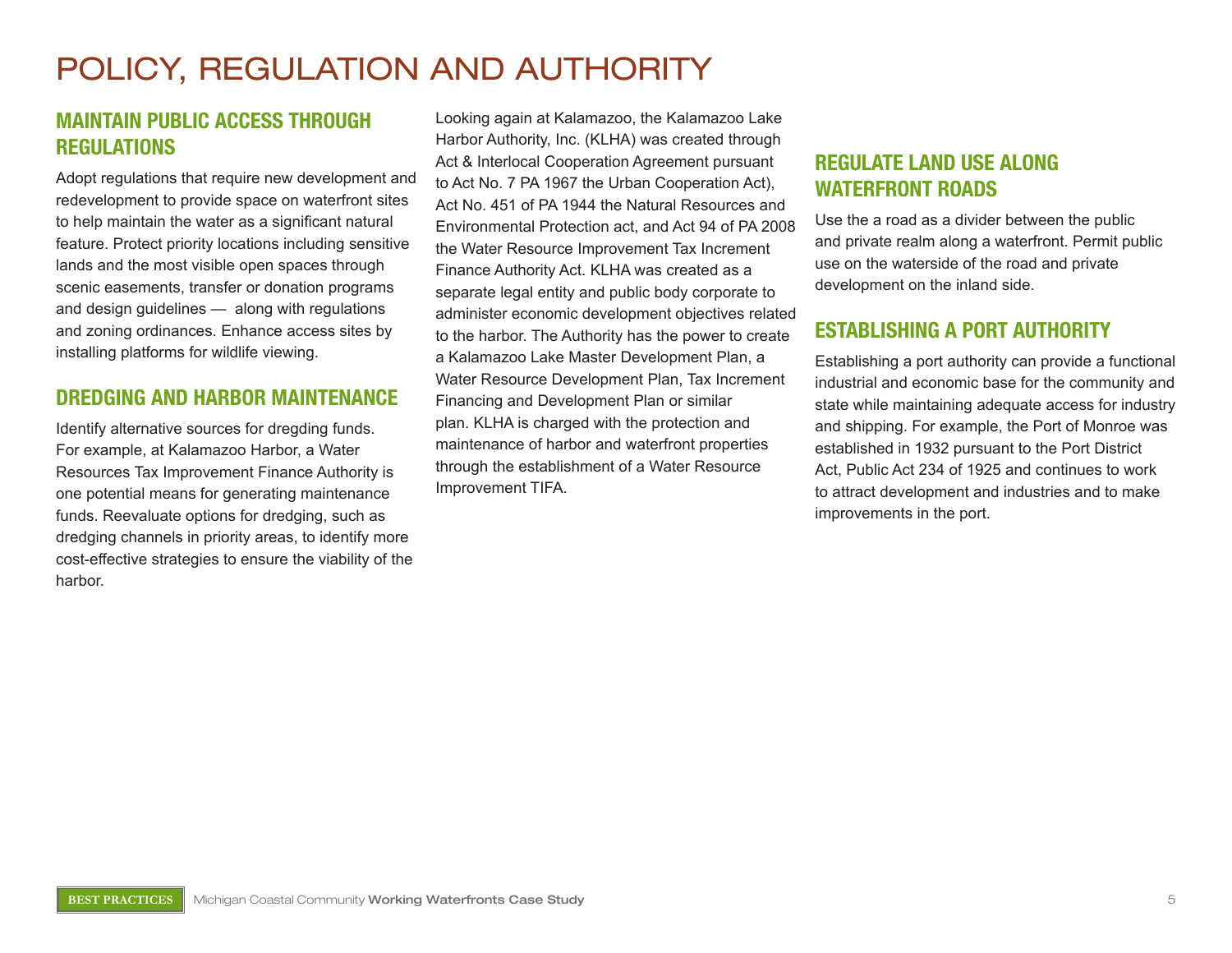# POLICY, REGULATION AND AUTHORITY

## MAINTAIN PUBLIC ACCESS THROUGH REGULATIONS

Adopt regulations that require new development and redevelopment to provide space on waterfront sites to help maintain the water as a significant natural feature. Protect priority locations including sensitive lands and the most visible open spaces through scenic easements, transfer or donation programs and design guidelines — along with regulations and zoning ordinances. Enhance access sites by installing platforms for wildlife viewing.

## DREDGING AND HARBOR MAINTENANCE

Identify alternative sources for dregding funds. For example, at Kalamazoo Harbor, a Water Resources Tax Improvement Finance Authority is one potential means for generating maintenance funds. Reevaluate options for dredging, such as dredging channels in priority areas, to identify more cost-effective strategies to ensure the viability of the harbor.

Looking again at Kalamazoo, the Kalamazoo Lake Harbor Authority, Inc. (KLHA) was created through Act & Interlocal Cooperation Agreement pursuant to Act No. 7 PA 1967 the Urban Cooperation Act), Act No. 451 of PA 1944 the Natural Resources and Environmental Protection act, and Act 94 of PA 2008 the Water Resource Improvement Tax Increment Finance Authority Act. KLHA was created as a separate legal entity and public body corporate to administer economic development objectives related to the harbor. The Authority has the power to create a Kalamazoo Lake Master Development Plan, a Water Resource Development Plan, Tax Increment Financing and Development Plan or similar plan. KLHA is charged with the protection and maintenance of harbor and waterfront properties through the establishment of a Water Resource Improvement TIFA.

## REGULATE LAND USE ALONG WATERFRONT ROADS

Use the a road as a divider between the public and private realm along a waterfront. Permit public use on the waterside of the road and private development on the inland side.

## ESTABLISHING A PORT AUTHORITY

Establishing a port authority can provide a functional industrial and economic base for the community and state while maintaining adequate access for industry and shipping. For example, the Port of Monroe was established in 1932 pursuant to the Port District Act, Public Act 234 of 1925 and continues to work to attract development and industries and to make improvements in the port.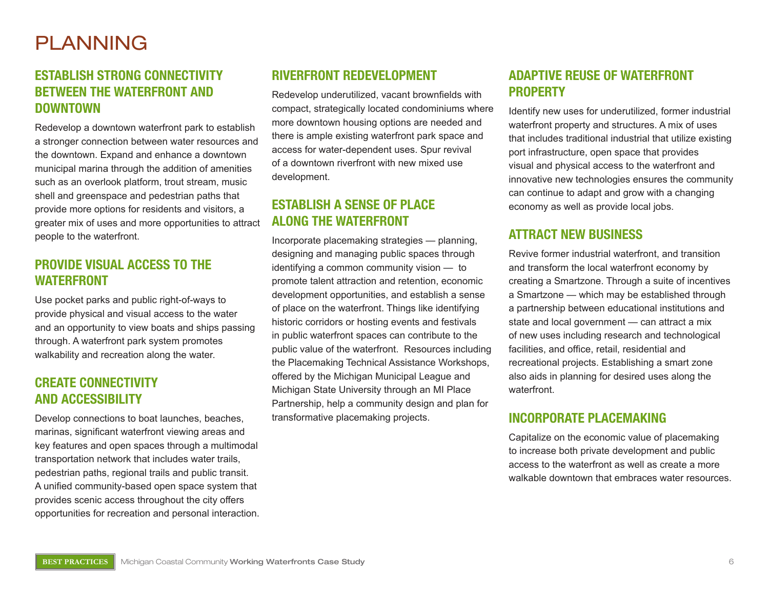# PLANNING

## ESTABLISH STRONG CONNECTIVITY BETWEEN THE WATERFRONT AND DOWNTOWN

Redevelop a downtown waterfront park to establish a stronger connection between water resources and the downtown. Expand and enhance a downtown municipal marina through the addition of amenities such as an overlook platform, trout stream, music shell and greenspace and pedestrian paths that provide more options for residents and visitors, a greater mix of uses and more opportunities to attract people to the waterfront.

## PROVIDE VISUAL ACCESS TO THE WATERFRONT

Use pocket parks and public right-of-ways to provide physical and visual access to the water and an opportunity to view boats and ships passing through. A waterfront park system promotes walkability and recreation along the water.

## CREATE CONNECTIVITY AND ACCESSIBILITY

Develop connections to boat launches, beaches, marinas, significant waterfront viewing areas and key features and open spaces through a multimodal transportation network that includes water trails, pedestrian paths, regional trails and public transit. A unified community-based open space system that provides scenic access throughout the city offers opportunities for recreation and personal interaction.

## RIVERFRONT REDEVELOPMENT

Redevelop underutilized, vacant brownfields with compact, strategically located condominiums where more downtown housing options are needed and there is ample existing waterfront park space and access for water-dependent uses. Spur revival of a downtown riverfront with new mixed use development.

## ESTABLISH A SENSE OF PLACE ALONG THE WATERFRONT

Incorporate placemaking strategies — planning, designing and managing public spaces through identifying a common community vision — to promote talent attraction and retention, economic development opportunities, and establish a sense of place on the waterfront. Things like identifying historic corridors or hosting events and festivals in public waterfront spaces can contribute to the public value of the waterfront. Resources including the Placemaking Technical Assistance Workshops, offered by the Michigan Municipal League and Michigan State University through an MI Place Partnership, help a community design and plan for transformative placemaking projects.

## ADAPTIVE REUSE OF WATERFRONT PROPERTY

Identify new uses for underutilized, former industrial waterfront property and structures. A mix of uses that includes traditional industrial that utilize existing port infrastructure, open space that provides visual and physical access to the waterfront and innovative new technologies ensures the community can continue to adapt and grow with a changing economy as well as provide local jobs.

## ATTRACT NEW BUSINESS

Revive former industrial waterfront, and transition and transform the local waterfront economy by creating a Smartzone. Through a suite of incentives a Smartzone — which may be established through a partnership between educational institutions and state and local government — can attract a mix of new uses including research and technological facilities, and office, retail, residential and recreational projects. Establishing a smart zone also aids in planning for desired uses along the waterfront.

## INCORPORATE PLACEMAKING

Capitalize on the economic value of placemaking to increase both private development and public access to the waterfront as well as create a more walkable downtown that embraces water resources.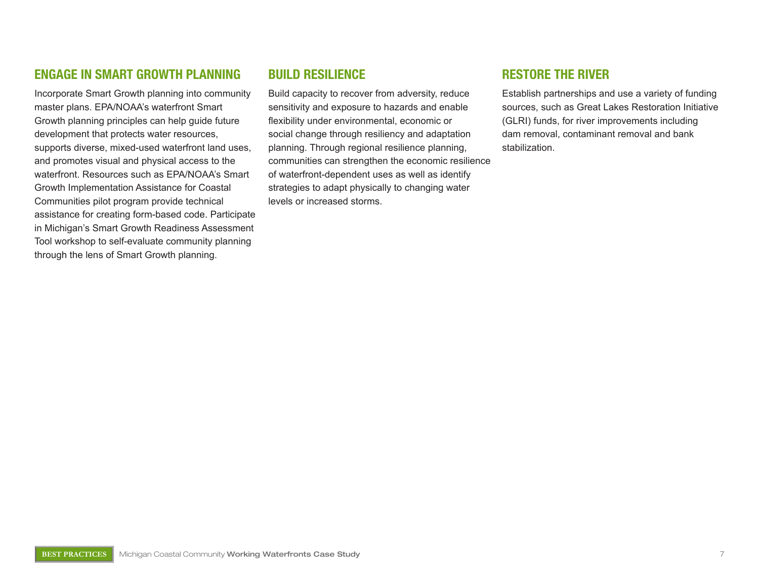## ENGAGE IN SMART GROWTH PLANNING

Incorporate Smart Growth planning into community master plans. EPA/NOAA's waterfront Smart Growth planning principles can help guide future development that protects water resources, supports diverse, mixed-used waterfront land uses, and promotes visual and physical access to the waterfront. Resources such as EPA/NOAA's Smart Growth Implementation Assistance for Coastal Communities pilot program provide technical assistance for creating form-based code. Participate in Michigan's Smart Growth Readiness Assessment Tool workshop to self-evaluate community planning through the lens of Smart Growth planning.

## BUILD RESILIENCE

Build capacity to recover from adversity, reduce sensitivity and exposure to hazards and enable flexibility under environmental, economic or social change through resiliency and adaptation planning. Through regional resilience planning, communities can strengthen the economic resilience of waterfront-dependent uses as well as identify strategies to adapt physically to changing water levels or increased storms.

## RESTORE THE RIVER

Establish partnerships and use a variety of funding sources, such as Great Lakes Restoration Initiative (GLRI) funds, for river improvements including dam removal, contaminant removal and bank stabilization.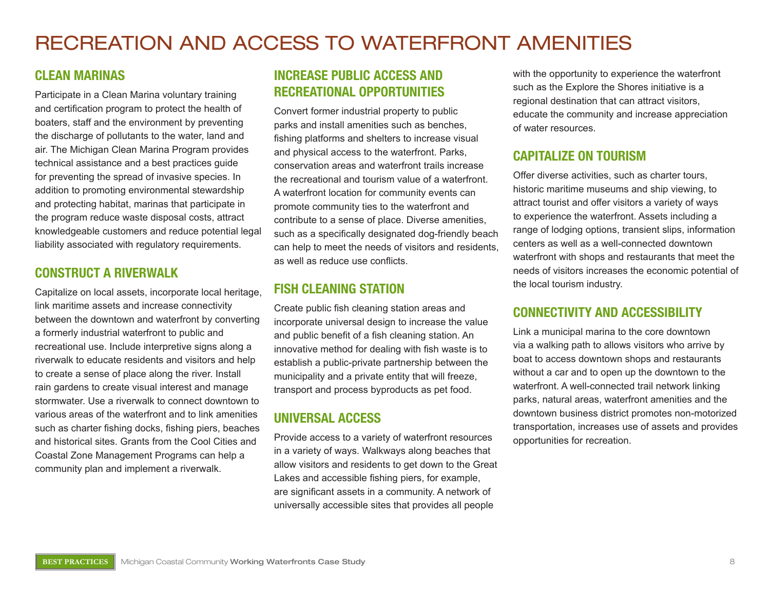# RECREATION AND ACCESS TO WATERFRONT AMENITIES

## CLEAN MARINAS

Participate in a Clean Marina voluntary training and certification program to protect the health of boaters, staff and the environment by preventing the discharge of pollutants to the water, land and air. The Michigan Clean Marina Program provides technical assistance and a best practices guide for preventing the spread of invasive species. In addition to promoting environmental stewardship and protecting habitat, marinas that participate in the program reduce waste disposal costs, attract knowledgeable customers and reduce potential legal liability associated with regulatory requirements.

## CONSTRUCT A RIVERWALK

Capitalize on local assets, incorporate local heritage, link maritime assets and increase connectivity between the downtown and waterfront by converting a formerly industrial waterfront to public and recreational use. Include interpretive signs along a riverwalk to educate residents and visitors and help to create a sense of place along the river. Install rain gardens to create visual interest and manage stormwater. Use a riverwalk to connect downtown to various areas of the waterfront and to link amenities such as charter fishing docks, fishing piers, beaches and historical sites. Grants from the Cool Cities and Coastal Zone Management Programs can help a community plan and implement a riverwalk.

## INCREASE PUBLIC ACCESS AND RECREATIONAL OPPORTUNITIES

Convert former industrial property to public parks and install amenities such as benches, fishing platforms and shelters to increase visual and physical access to the waterfront. Parks, conservation areas and waterfront trails increase the recreational and tourism value of a waterfront. A waterfront location for community events can promote community ties to the waterfront and contribute to a sense of place. Diverse amenities, such as a specifically designated dog-friendly beach can help to meet the needs of visitors and residents, as well as reduce use conflicts.

## FISH CLEANING STATION

Create public fish cleaning station areas and incorporate universal design to increase the value and public benefit of a fish cleaning station. An innovative method for dealing with fish waste is to establish a public-private partnership between the municipality and a private entity that will freeze, transport and process byproducts as pet food.

## UNIVERSAL ACCESS

Provide access to a variety of waterfront resources in a variety of ways. Walkways along beaches that allow visitors and residents to get down to the Great Lakes and accessible fishing piers, for example, are significant assets in a community. A network of universally accessible sites that provides all people with the opportunity to experience the waterfront such as the Explore the Shores initiative is a regional destination that can attract visitors, educate the community and increase appreciation of water resources.

## CAPITALIZE ON TOURISM

Offer diverse activities, such as charter tours, historic maritime museums and ship viewing, to attract tourist and offer visitors a variety of ways to experience the waterfront. Assets including a range of lodging options, transient slips, information centers as well as a well-connected downtown waterfront with shops and restaurants that meet the needs of visitors increases the economic potential of the local tourism industry.

## CONNECTIVITY AND ACCESSIBILITY

Link a municipal marina to the core downtown via a walking path to allows visitors who arrive by boat to access downtown shops and restaurants without a car and to open up the downtown to the waterfront. A well-connected trail network linking parks, natural areas, waterfront amenities and the downtown business district promotes non-motorized transportation, increases use of assets and provides opportunities for recreation.